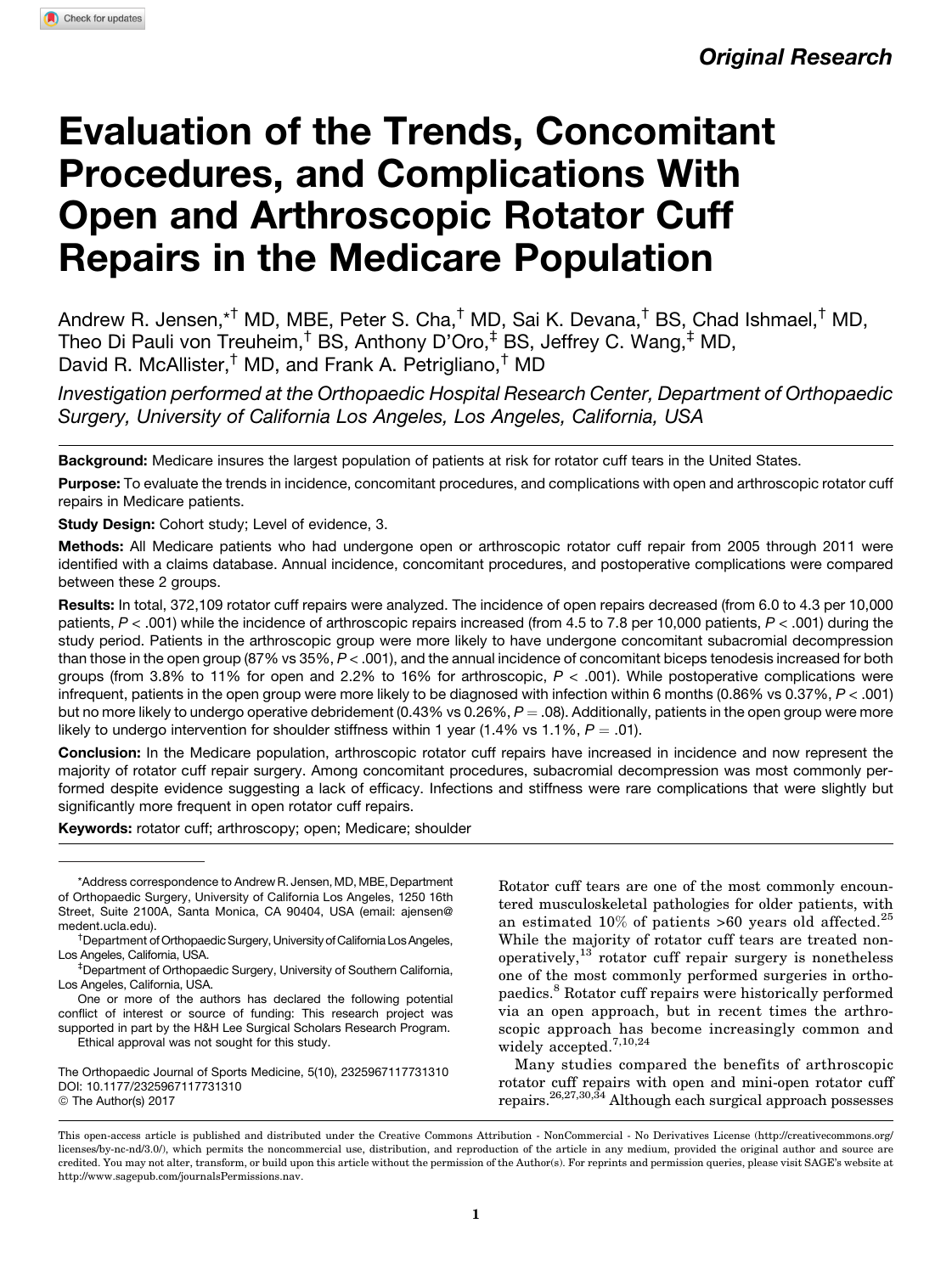Original Research

# Evaluation of the Trends, Concomitant Procedures, and Complications With Open and Arthroscopic Rotator Cuff Repairs in the Medicare Population

Andrew R. Jensen,*† MD, MBE, Peter S. Cha,† MD, Sai K. Devana,† BS, Chad Ishmael,† MD, Theo Di Pauli von Treuheim,† BS, Anthony D'Oro,‡ BS, Jeffrey C. Wang,‡ MD, David R. McAllister,† MD, and Frank A. Petrigliano,† MD

*Investigation performed at the Orthopaedic Hospital Research Center, Department of Orthopaedic Surgery, University of California Los Angeles, Los Angeles, California, USA*

**Background:** Medicare insures the largest population of patients at risk for rotator cuff tears in the United States.

**Purpose:** To evaluate the trends in incidence, concomitant procedures, and complications with open and arthroscopic rotator cuff repairs in Medicare patients.

**Study Design:** Cohort study; Level of evidence, 3.

**Methods:** All Medicare patients who had undergone open or arthroscopic rotator cuff repair from 2005 through 2011 were identified with a claims database. Annual incidence, concomitant procedures, and postoperative complications were compared between these 2 groups.

**Results:** In total, 372,109 rotator cuff repairs were analyzed. The incidence of open repairs decreased (from 6.0 to 4.3 per 10,000 patients, $P < .001$) while the incidence of arthroscopic repairs increased (from 4.5 to 7.8 per 10,000 patients, $P < .001$) during the study period. Patients in the arthroscopic group were more likely to have undergone concomitant subacromial decompression than those in the open group (87% vs 35%, $P < .001$), and the annual incidence of concomitant biceps tenodesis increased for both groups (from 3.8% to 11% for open and 2.2% to 16% for arthroscopic, $P < .001$). While postoperative complications were infrequent, patients in the open group were more likely to be diagnosed with infection within 6 months (0.86% vs 0.37%, $P < .001$) but no more likely to undergo operative debridement (0.43% vs 0.26%, $P = .08$). Additionally, patients in the open group were more likely to undergo intervention for shoulder stiffness within 1 year (1.4% vs 1.1%, $P = .01$).

**Conclusion:** In the Medicare population, arthroscopic rotator cuff repairs have increased in incidence and now represent the majority of rotator cuff repair surgery. Among concomitant procedures, subacromial decompression was most commonly performed despite evidence suggesting a lack of efficacy. Infections and stiffness were rare complications that were slightly but significantly more frequent in open rotator cuff repairs.

**Keywords:** rotator cuff; arthroscopy; open; Medicare; shoulder

Rotator cuff tears are one of the most commonly encountered musculoskeletal pathologies for older patients, with an estimated 10% of patients >60 years old affected.[25] While the majority of rotator cuff tears are treated nonoperatively,[13] rotator cuff repair surgery is nonetheless one of the most commonly performed surgeries in orthopaedics.[8] Rotator cuff repairs were historically performed via an open approach, but in recent times the arthroscopic approach has become increasingly common and widely accepted.[7,10,24]

Many studies compared the benefits of arthroscopic rotator cuff repairs with open and mini-open rotator cuff repairs.[26,27,30,34] Although each surgical approach possesses

---

*Address correspondence to Andrew R. Jensen, MD, MBE, Department of Orthopaedic Surgery, University of California Los Angeles, 1250 16th Street, Suite 2100A, Santa Monica, CA 90404, USA (email: ajensen@mednet.ucla.edu).

†Department of Orthopaedic Surgery, University of California Los Angeles, Los Angeles, California, USA.

‡Department of Orthopaedic Surgery, University of Southern California, Los Angeles, California, USA.

One or more of the authors has declared the following potential conflict of interest or source of funding: This research project was supported in part by the H&H Lee Surgical Scholars Research Program.

Ethical approval was not sought for this study.

The Orthopaedic Journal of Sports Medicine, 5(10), 2325967117731310
DOI: 10.1177/2325967117731310
© The Author(s) 2017

This open-access article is published and distributed under the Creative Commons Attribution - NonCommercial - No Derivatives License (http://creativecommons.org/licenses/by-nc-nd/3.0/), which permits the noncommercial use, distribution, and reproduction of the article in any medium, provided the original author and source are credited. You may not alter, transform, or build upon this article without the permission of the Author(s). For reprints and permission queries, please visit SAGE's website at http://www.sagepub.com/journalsPermissions.nav.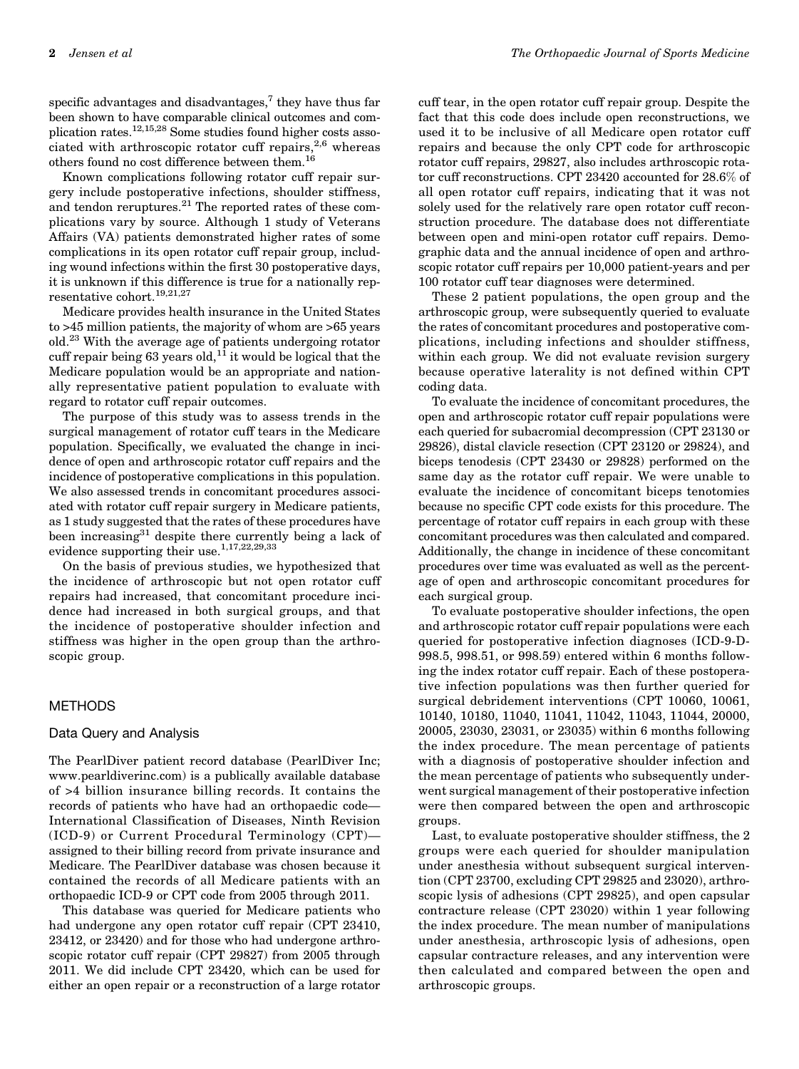specific advantages and disadvantages,[7] they have thus far been shown to have comparable clinical outcomes and complication rates.[12,15,28] Some studies found higher costs associated with arthroscopic rotator cuff repairs,[2,6] whereas others found no cost difference between them.[16]

Known complications following rotator cuff repair surgery include postoperative infections, shoulder stiffness, and tendon reruptures.[21] The reported rates of these complications vary by source. Although 1 study of Veterans Affairs (VA) patients demonstrated higher rates of some complications in its open rotator cuff repair group, including wound infections within the first 30 postoperative days, it is unknown if this difference is true for a nationally representative cohort.[19,21,27]

Medicare provides health insurance in the United States to >45 million patients, the majority of whom are >65 years old.[23] With the average age of patients undergoing rotator cuff repair being 63 years old,[11] it would be logical that the Medicare population would be an appropriate and nationally representative patient population to evaluate with regard to rotator cuff repair outcomes.

The purpose of this study was to assess trends in the surgical management of rotator cuff tears in the Medicare population. Specifically, we evaluated the change in incidence of open and arthroscopic rotator cuff repairs and the incidence of postoperative complications in this population. We also assessed trends in concomitant procedures associated with rotator cuff repair surgery in Medicare patients, as 1 study suggested that the rates of these procedures have been increasing[31] despite there currently being a lack of evidence supporting their use.[1,17,22,29,33]

On the basis of previous studies, we hypothesized that the incidence of arthroscopic but not open rotator cuff repairs had increased, that concomitant procedure incidence had increased in both surgical groups, and that the incidence of postoperative shoulder infection and stiffness was higher in the open group than the arthroscopic group.

## METHODS

### Data Query and Analysis

The PearlDiver patient record database (PearlDiver Inc; www.pearldiverinc.com) is a publically available database of >4 billion insurance billing records. It contains the records of patients who have had an orthopaedic code—International Classification of Diseases, Ninth Revision (ICD-9) or Current Procedural Terminology (CPT)—assigned to their billing record from private insurance and Medicare. The PearlDiver database was chosen because it contained the records of all Medicare patients with an orthopaedic ICD-9 or CPT code from 2005 through 2011.

This database was queried for Medicare patients who had undergone any open rotator cuff repair (CPT 23410, 23412, or 23420) and for those who had undergone arthroscopic rotator cuff repair (CPT 29827) from 2005 through 2011. We did include CPT 23420, which can be used for either an open repair or a reconstruction of a large rotator cuff tear, in the open rotator cuff repair group. Despite the fact that this code does include open reconstructions, we used it to be inclusive of all Medicare open rotator cuff repairs and because the only CPT code for arthroscopic rotator cuff repairs, 29827, also includes arthroscopic rotator cuff reconstructions. CPT 23420 accounted for 28.6% of all open rotator cuff repairs, indicating that it was not solely used for the relatively rare open rotator cuff reconstruction procedure. The database does not differentiate between open and mini-open rotator cuff repairs. Demographic data and the annual incidence of open and arthroscopic rotator cuff repairs per 10,000 patient-years and per 100 rotator cuff tear diagnoses were determined.

These 2 patient populations, the open group and the arthroscopic group, were subsequently queried to evaluate the rates of concomitant procedures and postoperative complications, including infections and shoulder stiffness, within each group. We did not evaluate revision surgery because operative laterality is not defined within CPT coding data.

To evaluate the incidence of concomitant procedures, the open and arthroscopic rotator cuff repair populations were each queried for subacromial decompression (CPT 23130 or 29826), distal clavicle resection (CPT 23120 or 29824), and biceps tenodesis (CPT 23430 or 29828) performed on the same day as the rotator cuff repair. We were unable to evaluate the incidence of concomitant biceps tenotomies because no specific CPT code exists for this procedure. The percentage of rotator cuff repairs in each group with these concomitant procedures was then calculated and compared. Additionally, the change in incidence of these concomitant procedures over time was evaluated as well as the percentage of open and arthroscopic concomitant procedures for each surgical group.

To evaluate postoperative shoulder infections, the open and arthroscopic rotator cuff repair populations were each queried for postoperative infection diagnoses (ICD-9-D-998.5, 998.51, or 998.59) entered within 6 months following the index rotator cuff repair. Each of these postoperative infection populations was then further queried for surgical debridement interventions (CPT 10060, 10061, 10140, 10180, 11040, 11041, 11042, 11043, 11044, 20000, 20005, 23030, 23031, or 23035) within 6 months following the index procedure. The mean percentage of patients with a diagnosis of postoperative shoulder infection and the mean percentage of patients who subsequently underwent surgical management of their postoperative infection were then compared between the open and arthroscopic groups.

Last, to evaluate postoperative shoulder stiffness, the 2 groups were each queried for shoulder manipulation under anesthesia without subsequent surgical intervention (CPT 23700, excluding CPT 29825 and 23020), arthroscopic lysis of adhesions (CPT 29825), and open capsular contracture release (CPT 23020) within 1 year following the index procedure. The mean number of manipulations under anesthesia, arthroscopic lysis of adhesions, open capsular contracture releases, and any intervention were then calculated and compared between the open and arthroscopic groups.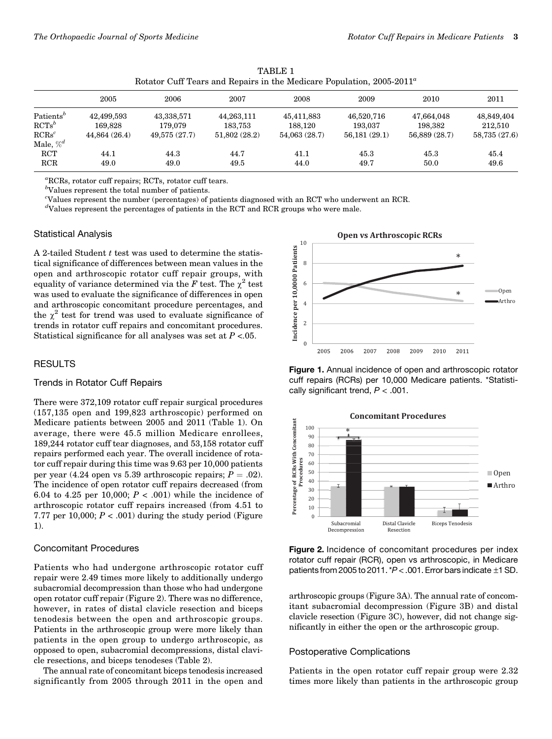TABLE 1
Rotator Cuff Tears and Repairs in the Medicare Population, 2005-2011[a]

| | 2005 | 2006 | 2007 | 2008 | 2009 | 2010 | 2011 |
|---|---|---|---|---|---|---|---|
| Patients[b] | 42,499,593 | 43,338,571 | 44,263,111 | 45,411,883 | 46,520,716 | 47,664,048 | 48,849,404 |
| RCTs[b] | 169,828 | 179,079 | 183,753 | 188,120 | 193,037 | 198,382 | 212,510 |
| RCRs[c] | 44,864 (26.4) | 49,575 (27.7) | 51,802 (28.2) | 54,063 (28.7) | 56,181 (29.1) | 56,889 (28.7) | 58,735 (27.6) |
| Male, %[d] | | | | | | | |
| RCT | 44.1 | 44.3 | 44.7 | 41.1 | 45.3 | 45.3 | 45.4 |
| RCR | 49.0 | 49.0 | 49.5 | 44.0 | 49.7 | 50.0 | 49.6 |

[a]RCRs, rotator cuff repairs; RCTs, rotator cuff tears.
[b]Values represent the total number of patients.
[c]Values represent the number (percentages) of patients diagnosed with an RCT who underwent an RCR.
[d]Values represent the percentages of patients in the RCT and RCR groups who were male.

## Statistical Analysis

A 2-tailed Student $t$ test was used to determine the statistical significance of differences between mean values in the open and arthroscopic rotator cuff repair groups, with equality of variance determined via the $F$ test. The $\chi^2$ test was used to evaluate the significance of differences in open and arthroscopic concomitant procedure percentages, and the $\chi^2$ test for trend was used to evaluate significance of trends in rotator cuff repairs and concomitant procedures. Statistical significance for all analyses was set at $P < .05$.

## RESULTS

### Trends in Rotator Cuff Repairs

There were 372,109 rotator cuff repair surgical procedures (157,135 open and 199,823 arthroscopic) performed on Medicare patients between 2005 and 2011 (Table 1). On average, there were 45.5 million Medicare enrollees, 189,244 rotator cuff tear diagnoses, and 53,158 rotator cuff repairs performed each year. The overall incidence of rotator cuff repair during this time was 9.63 per 10,000 patients per year (4.24 open vs 5.39 arthroscopic repairs; $P = .02$). The incidence of open rotator cuff repairs decreased (from 6.04 to 4.25 per 10,000; $P < .001$) while the incidence of arthroscopic rotator cuff repairs increased (from 4.51 to 7.77 per 10,000; $P < .001$) during the study period (Figure 1).

**Figure 1.** Annual incidence of open and arthroscopic rotator cuff repairs (RCRs) per 10,000 Medicare patients. *Statistically significant trend, $P < .001$.

### Concomitant Procedures

Patients who had undergone arthroscopic rotator cuff repair were 2.49 times more likely to additionally undergo subacromial decompression than those who had undergone open rotator cuff repair (Figure 2). There was no difference, however, in rates of distal clavicle resection and biceps tenodesis between the open and arthroscopic groups. Patients in the arthroscopic group were more likely than patients in the open group to undergo arthroscopic, as opposed to open, subacromial decompressions, distal clavicle resections, and biceps tenodeses (Table 2).

**Figure 2.** Incidence of concomitant procedures per index rotator cuff repair (RCR), open vs arthroscopic, in Medicare patients from 2005 to 2011. *$P < .001$. Error bars indicate ±1 SD.

The annual rate of concomitant biceps tenodesis increased significantly from 2005 through 2011 in the open and arthroscopic groups (Figure 3A). The annual rate of concomitant subacromial decompression (Figure 3B) and distal clavicle resection (Figure 3C), however, did not change significantly in either the open or the arthroscopic group.

### Postoperative Complications

Patients in the open rotator cuff repair group were 2.32 times more likely than patients in the arthroscopic group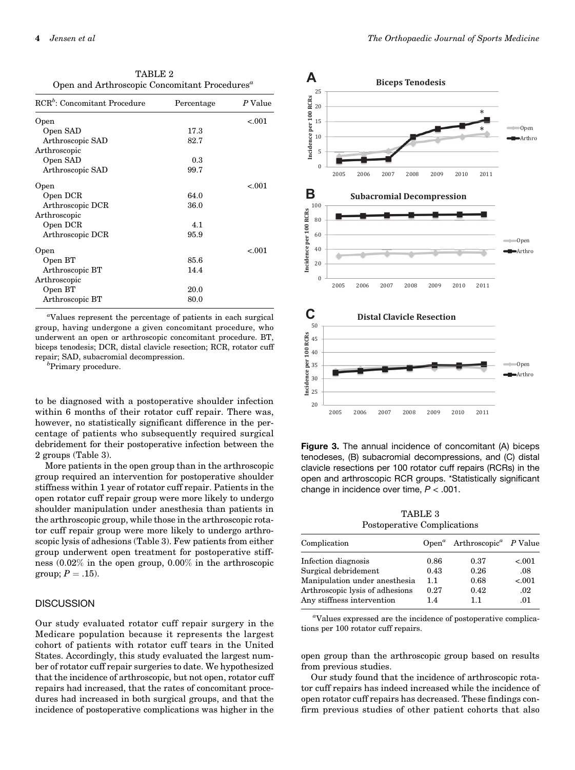TABLE 2
Open and Arthroscopic Concomitant Procedures[a]

| RCR[b]: Concomitant Procedure | Percentage | P Value |
|---|---|---|
| Open | | <.001 |
| Open SAD | 17.3 | |
| Arthroscopic SAD | 82.7 | |
| Arthroscopic | | |
| Open SAD | 0.3 | |
| Arthroscopic SAD | 99.7 | |
| Open | | <.001 |
| Open DCR | 64.0 | |
| Arthroscopic DCR | 36.0 | |
| Arthroscopic | | |
| Open DCR | 4.1 | |
| Arthroscopic DCR | 95.9 | |
| Open | | <.001 |
| Open BT | 85.6 | |
| Arthroscopic BT | 14.4 | |
| Arthroscopic | | |
| Open BT | 20.0 | |
| Arthroscopic BT | 80.0 | |

[a]Values represent the percentage of patients in each surgical group, having undergone a given concomitant procedure, who underwent an open or arthroscopic concomitant procedure. BT, biceps tenodesis; DCR, distal clavicle resection; RCR, rotator cuff repair; SAD, subacromial decompression.

[b]Primary procedure.

to be diagnosed with a postoperative shoulder infection within 6 months of their rotator cuff repair. There was, however, no statistically significant difference in the percentage of patients who subsequently required surgical debridement for their postoperative infection between the 2 groups (Table 3).

More patients in the open group than in the arthroscopic group required an intervention for postoperative shoulder stiffness within 1 year of rotator cuff repair. Patients in the open rotator cuff repair group were more likely to undergo shoulder manipulation under anesthesia than patients in the arthroscopic group, while those in the arthroscopic rotator cuff repair group were more likely to undergo arthroscopic lysis of adhesions (Table 3). Few patients from either group underwent open treatment for postoperative stiffness (0.02% in the open group, 0.00% in the arthroscopic group; $P = .15$).

## DISCUSSION

Our study evaluated rotator cuff repair surgery in the Medicare population because it represents the largest cohort of patients with rotator cuff tears in the United States. Accordingly, this study evaluated the largest number of rotator cuff repair surgeries to date. We hypothesized that the incidence of arthroscopic, but not open, rotator cuff repairs had increased, that the rates of concomitant procedures had increased in both surgical groups, and that the incidence of postoperative complications was higher in the open group than the arthroscopic group based on results from previous studies.

Our study found that the incidence of arthroscopic rotator cuff repairs has indeed increased while the incidence of open rotator cuff repairs has decreased. These findings confirm previous studies of other patient cohorts that also

**Figure 3.** The annual incidence of concomitant (A) biceps tenodeses, (B) subacromial decompressions, and (C) distal clavicle resections per 100 rotator cuff repairs (RCRs) in the open and arthroscopic RCR groups. *Statistically significant change in incidence over time, $P < .001$.

TABLE 3
Postoperative Complications

| Complication | Open[a] | Arthroscopic[a] | P Value |
|---|---|---|---|
| Infection diagnosis | 0.86 | 0.37 | <.001 |
| Surgical debridement | 0.43 | 0.26 | .08 |
| Manipulation under anesthesia | 1.1 | 0.68 | <.001 |
| Arthroscopic lysis of adhesions | 0.27 | 0.42 | .02 |
| Any stiffness intervention | 1.4 | 1.1 | .01 |

[a]Values expressed are the incidence of postoperative complications per 100 rotator cuff repairs.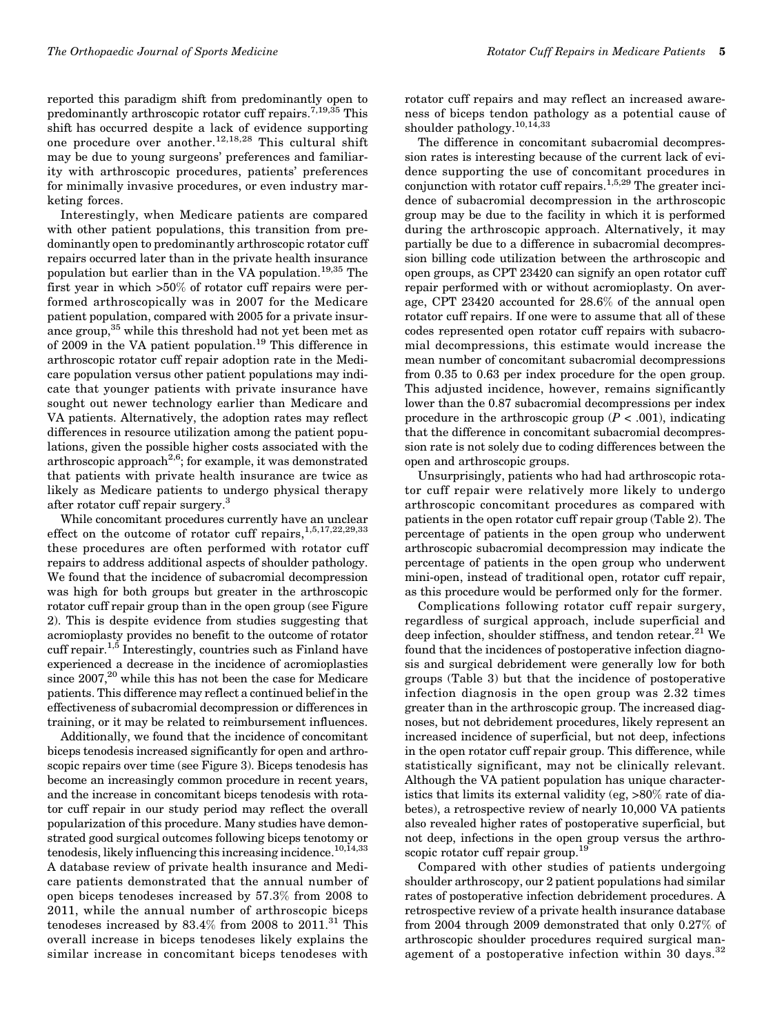reported this paradigm shift from predominantly open to predominantly arthroscopic rotator cuff repairs.[7,19,35] This shift has occurred despite a lack of evidence supporting one procedure over another.[12,18,28] This cultural shift may be due to young surgeons' preferences and familiarity with arthroscopic procedures, patients' preferences for minimally invasive procedures, or even industry marketing forces.

Interestingly, when Medicare patients are compared with other patient populations, this transition from predominantly open to predominantly arthroscopic rotator cuff repairs occurred later than in the private health insurance population but earlier than in the VA population.[19,35] The first year in which >50% of rotator cuff repairs were performed arthroscopically was in 2007 for the Medicare patient population, compared with 2005 for a private insurance group,[35] while this threshold had not yet been met as of 2009 in the VA patient population.[19] This difference in arthroscopic rotator cuff repair adoption rate in the Medicare population versus other patient populations may indicate that younger patients with private insurance have sought out newer technology earlier than Medicare and VA patients. Alternatively, the adoption rates may reflect differences in resource utilization among the patient populations, given the possible higher costs associated with the arthroscopic approach[2,6]; for example, it was demonstrated that patients with private health insurance are twice as likely as Medicare patients to undergo physical therapy after rotator cuff repair surgery.[3]

While concomitant procedures currently have an unclear effect on the outcome of rotator cuff repairs,[1,5,17,22,29,33] these procedures are often performed with rotator cuff repairs to address additional aspects of shoulder pathology. We found that the incidence of subacromial decompression was high for both groups but greater in the arthroscopic rotator cuff repair group than in the open group (see Figure 2). This is despite evidence from studies suggesting that acromioplasty provides no benefit to the outcome of rotator cuff repair.[1,5] Interestingly, countries such as Finland have experienced a decrease in the incidence of acromioplasties since 2007,[20] while this has not been the case for Medicare patients. This difference may reflect a continued belief in the effectiveness of subacromial decompression or differences in training, or it may be related to reimbursement influences.

Additionally, we found that the incidence of concomitant biceps tenodesis increased significantly for open and arthroscopic repairs over time (see Figure 3). Biceps tenodesis has become an increasingly common procedure in recent years, and the increase in concomitant biceps tenodesis with rotator cuff repair in our study period may reflect the overall popularization of this procedure. Many studies have demonstrated good surgical outcomes following biceps tenotomy or tenodesis, likely influencing this increasing incidence.[10,14,33] A database review of private health insurance and Medicare patients demonstrated that the annual number of open biceps tenodeses increased by 57.3% from 2008 to 2011, while the annual number of arthroscopic biceps tenodeses increased by 83.4% from 2008 to 2011.[31] This overall increase in biceps tenodeses likely explains the similar increase in concomitant biceps tenodeses with rotator cuff repairs and may reflect an increased awareness of biceps tendon pathology as a potential cause of shoulder pathology.[10,14,33]

The difference in concomitant subacromial decompression rates is interesting because of the current lack of evidence supporting the use of concomitant procedures in conjunction with rotator cuff repairs.[1,5,29] The greater incidence of subacromial decompression in the arthroscopic group may be due to the facility in which it is performed during the arthroscopic approach. Alternatively, it may partially be due to a difference in subacromial decompression billing code utilization between the arthroscopic and open groups, as CPT 23420 can signify an open rotator cuff repair performed with or without acromioplasty. On average, CPT 23420 accounted for 28.6% of the annual open rotator cuff repairs. If one were to assume that all of these codes represented open rotator cuff repairs with subacromial decompressions, this estimate would increase the mean number of concomitant subacromial decompressions from 0.35 to 0.63 per index procedure for the open group. This adjusted incidence, however, remains significantly lower than the 0.87 subacromial decompressions per index procedure in the arthroscopic group ($P < .001$), indicating that the difference in concomitant subacromial decompression rate is not solely due to coding differences between the open and arthroscopic groups.

Unsurprisingly, patients who had had arthroscopic rotator cuff repair were relatively more likely to undergo arthroscopic concomitant procedures as compared with patients in the open rotator cuff repair group (Table 2). The percentage of patients in the open group who underwent arthroscopic subacromial decompression may indicate the percentage of patients in the open group who underwent mini-open, instead of traditional open, rotator cuff repair, as this procedure would be performed only for the former.

Complications following rotator cuff repair surgery, regardless of surgical approach, include superficial and deep infection, shoulder stiffness, and tendon retear.[21] We found that the incidences of postoperative infection diagnosis and surgical debridement were generally low for both groups (Table 3) but that the incidence of postoperative infection diagnosis in the open group was 2.32 times greater than in the arthroscopic group. The increased diagnoses, but not debridement procedures, likely represent an increased incidence of superficial, but not deep, infections in the open rotator cuff repair group. This difference, while statistically significant, may not be clinically relevant. Although the VA patient population has unique characteristics that limits its external validity (eg, >80% rate of diabetes), a retrospective review of nearly 10,000 VA patients also revealed higher rates of postoperative superficial, but not deep, infections in the open group versus the arthroscopic rotator cuff repair group.[19]

Compared with other studies of patients undergoing shoulder arthroscopy, our 2 patient populations had similar rates of postoperative infection debridement procedures. A retrospective review of a private health insurance database from 2004 through 2009 demonstrated that only 0.27% of arthroscopic shoulder procedures required surgical management of a postoperative infection within 30 days.[32]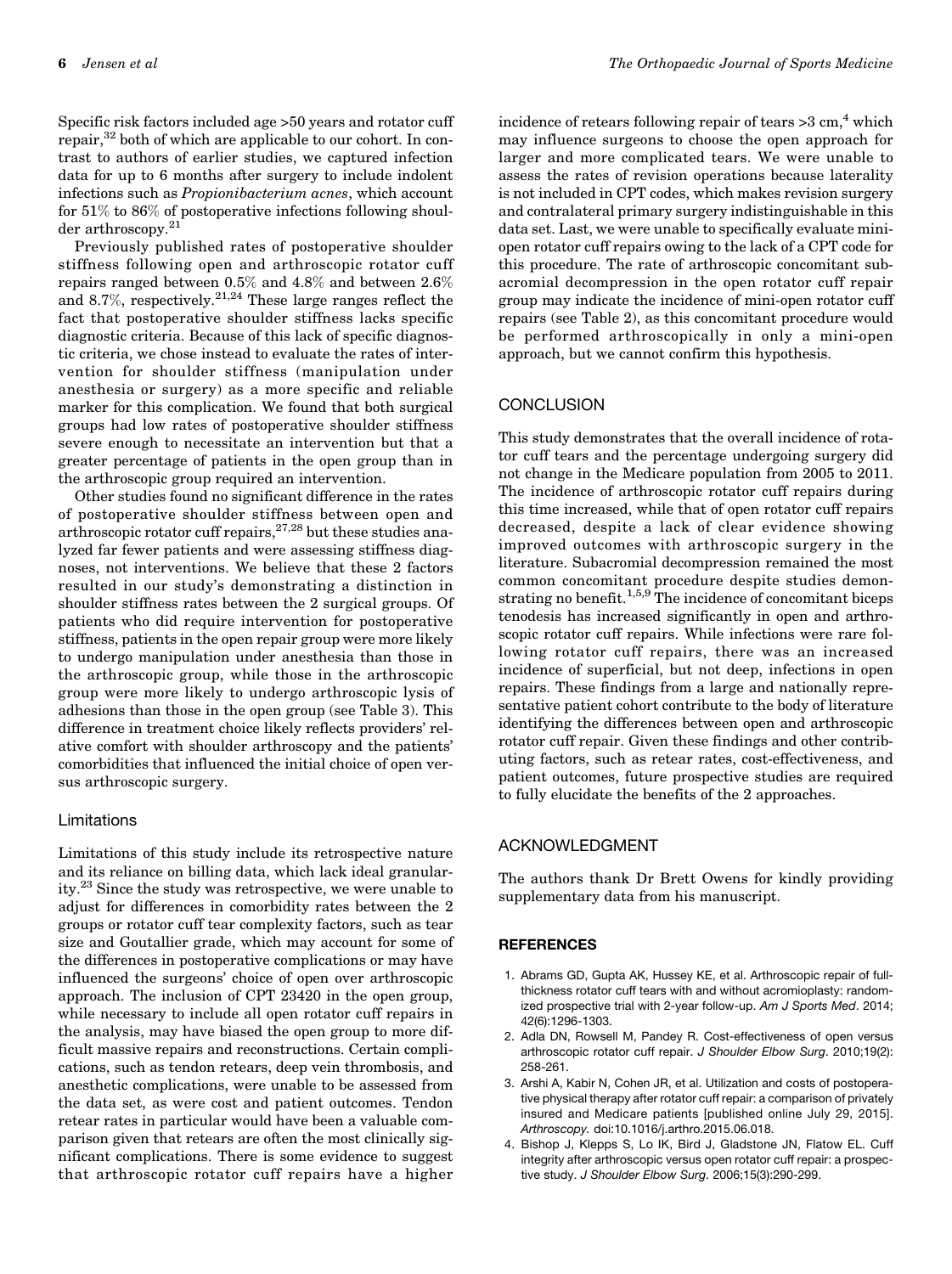Specific risk factors included age >50 years and rotator cuff repair,[32] both of which are applicable to our cohort. In contrast to authors of earlier studies, we captured infection data for up to 6 months after surgery to include indolent infections such as *Propionibacterium acnes*, which account for 51% to 86% of postoperative infections following shoulder arthroscopy.[21]

Previously published rates of postoperative shoulder stiffness following open and arthroscopic rotator cuff repairs ranged between 0.5% and 4.8% and between 2.6% and 8.7%, respectively.[21,24] These large ranges reflect the fact that postoperative shoulder stiffness lacks specific diagnostic criteria. Because of this lack of specific diagnostic criteria, we chose instead to evaluate the rates of intervention for shoulder stiffness (manipulation under anesthesia or surgery) as a more specific and reliable marker for this complication. We found that both surgical groups had low rates of postoperative shoulder stiffness severe enough to necessitate an intervention but that a greater percentage of patients in the open group than in the arthroscopic group required an intervention.

Other studies found no significant difference in the rates of postoperative shoulder stiffness between open and arthroscopic rotator cuff repairs,[27,28] but these studies analyzed far fewer patients and were assessing stiffness diagnoses, not interventions. We believe that these 2 factors resulted in our study's demonstrating a distinction in shoulder stiffness rates between the 2 surgical groups. Of patients who did require intervention for postoperative stiffness, patients in the open repair group were more likely to undergo manipulation under anesthesia than those in the arthroscopic group, while those in the arthroscopic group were more likely to undergo arthroscopic lysis of adhesions than those in the open group (see Table 3). This difference in treatment choice likely reflects providers' relative comfort with shoulder arthroscopy and the patients' comorbidities that influenced the initial choice of open versus arthroscopic surgery.

### Limitations

Limitations of this study include its retrospective nature and its reliance on billing data, which lack ideal granularity.[23] Since the study was retrospective, we were unable to adjust for differences in comorbidity rates between the 2 groups or rotator cuff tear complexity factors, such as tear size and Goutallier grade, which may account for some of the differences in postoperative complications or may have influenced the surgeons' choice of open over arthroscopic approach. The inclusion of CPT 23420 in the open group, while necessary to include all open rotator cuff repairs in the analysis, may have biased the open group to more difficult massive repairs and reconstructions. Certain complications, such as tendon retears, deep vein thrombosis, and anesthetic complications, were unable to be assessed from the data set, as were cost and patient outcomes. Tendon retear rates in particular would have been a valuable comparison given that retears are often the most clinically significant complications. There is some evidence to suggest that arthroscopic rotator cuff repairs have a higher incidence of retears following repair of tears >3 cm,[4] which may influence surgeons to choose the open approach for larger and more complicated tears. We were unable to assess the rates of revision operations because laterality is not included in CPT codes, which makes revision surgery and contralateral primary surgery indistinguishable in this data set. Last, we were unable to specifically evaluate mini-open rotator cuff repairs owing to the lack of a CPT code for this procedure. The rate of arthroscopic concomitant subacromial decompression in the open rotator cuff repair group may indicate the incidence of mini-open rotator cuff repairs (see Table 2), as this concomitant procedure would be performed arthroscopically in only a mini-open approach, but we cannot confirm this hypothesis.

## CONCLUSION

This study demonstrates that the overall incidence of rotator cuff tears and the percentage undergoing surgery did not change in the Medicare population from 2005 to 2011. The incidence of arthroscopic rotator cuff repairs during this time increased, while that of open rotator cuff repairs decreased, despite a lack of clear evidence showing improved outcomes with arthroscopic surgery in the literature. Subacromial decompression remained the most common concomitant procedure despite studies demonstrating no benefit.[1,5,9] The incidence of concomitant biceps tenodesis has increased significantly in open and arthroscopic rotator cuff repairs. While infections were rare following rotator cuff repairs, there was an increased incidence of superficial, but not deep, infections in open repairs. These findings from a large and nationally representative patient cohort contribute to the body of literature identifying the differences between open and arthroscopic rotator cuff repair. Given these findings and other contributing factors, such as retear rates, cost-effectiveness, and patient outcomes, future prospective studies are required to fully elucidate the benefits of the 2 approaches.

## ACKNOWLEDGMENT

The authors thank Dr Brett Owens for kindly providing supplementary data from his manuscript.

## REFERENCES

1. Abrams GD, Gupta AK, Hussey KE, et al. Arthroscopic repair of full-thickness rotator cuff tears with and without acromioplasty: randomized prospective trial with 2-year follow-up. *Am J Sports Med*. 2014; 42(6):1296-1303.
2. Adla DN, Rowsell M, Pandey R. Cost-effectiveness of open versus arthroscopic rotator cuff repair. *J Shoulder Elbow Surg*. 2010;19(2): 258-261.
3. Arshi A, Kabir N, Cohen JR, et al. Utilization and costs of postoperative physical therapy after rotator cuff repair: a comparison of privately insured and Medicare patients [published online July 29, 2015]. *Arthroscopy*. doi:10.1016/j.arthro.2015.06.018.
4. Bishop J, Klepps S, Lo IK, Bird J, Gladstone JN, Flatow EL. Cuff integrity after arthroscopic versus open rotator cuff repair: a prospective study. *J Shoulder Elbow Surg*. 2006;15(3):290-299.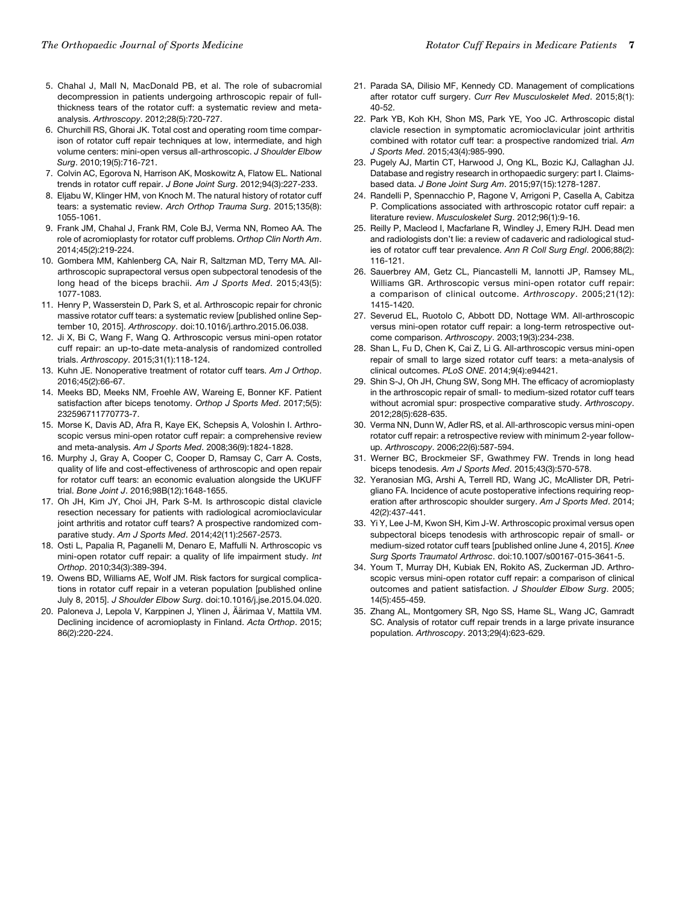5. Chahal J, Mall N, MacDonald PB, et al. The role of subacromial decompression in patients undergoing arthroscopic repair of full-thickness tears of the rotator cuff: a systematic review and meta-analysis. *Arthroscopy*. 2012;28(5):720-727.
6. Churchill RS, Ghorai JK. Total cost and operating room time comparison of rotator cuff repair techniques at low, intermediate, and high volume centers: mini-open versus all-arthroscopic. *J Shoulder Elbow Surg*. 2010;19(5):716-721.
7. Colvin AC, Egorova N, Harrison AK, Moskowitz A, Flatow EL. National trends in rotator cuff repair. *J Bone Joint Surg*. 2012;94(3):227-233.
8. Eljabu W, Klinger HM, von Knoch M. The natural history of rotator cuff tears: a systematic review. *Arch Orthop Trauma Surg*. 2015;135(8): 1055-1061.
9. Frank JM, Chahal J, Frank RM, Cole BJ, Verma NN, Romeo AA. The role of acromioplasty for rotator cuff problems. *Orthop Clin North Am*. 2014;45(2):219-224.
10. Gombera MM, Kahlenberg CA, Nair R, Saltzman MD, Terry MA. All-arthroscopic suprapectoral versus open subpectoral tenodesis of the long head of the biceps brachii. *Am J Sports Med*. 2015;43(5): 1077-1083.
11. Henry P, Wasserstein D, Park S, et al. Arthroscopic repair for chronic massive rotator cuff tears: a systematic review [published online September 10, 2015]. *Arthroscopy*. doi:10.1016/j.arthro.2015.06.038.
12. Ji X, Bi C, Wang F, Wang Q. Arthroscopic versus mini-open rotator cuff repair: an up-to-date meta-analysis of randomized controlled trials. *Arthroscopy*. 2015;31(1):118-124.
13. Kuhn JE. Nonoperative treatment of rotator cuff tears. *Am J Orthop*. 2016;45(2):66-67.
14. Meeks BD, Meeks NM, Froehle AW, Wareing E, Bonner KF. Patient satisfaction after biceps tenotomy. *Orthop J Sports Med*. 2017;5(5): 232596711770773-7.
15. Morse K, Davis AD, Afra R, Kaye EK, Schepsis A, Voloshin I. Arthroscopic versus mini-open rotator cuff repair: a comprehensive review and meta-analysis. *Am J Sports Med*. 2008;36(9):1824-1828.
16. Murphy J, Gray A, Cooper C, Cooper D, Ramsay C, Carr A. Costs, quality of life and cost-effectiveness of arthroscopic and open repair for rotator cuff tears: an economic evaluation alongside the UKUFF trial. *Bone Joint J*. 2016;98B(12):1648-1655.
17. Oh JH, Kim JY, Choi JH, Park S-M. Is arthroscopic distal clavicle resection necessary for patients with radiological acromioclavicular joint arthritis and rotator cuff tears? A prospective randomized comparative study. *Am J Sports Med*. 2014;42(11):2567-2573.
18. Osti L, Papalia R, Paganelli M, Denaro E, Maffulli N. Arthroscopic vs mini-open rotator cuff repair: a quality of life impairment study. *Int Orthop*. 2010;34(3):389-394.
19. Owens BD, Williams AE, Wolf JM. Risk factors for surgical complications in rotator cuff repair in a veteran population [published online July 8, 2015]. *J Shoulder Elbow Surg*. doi:10.1016/j.jse.2015.04.020.
20. Paloneva J, Lepola V, Karppinen J, Ylinen J, Äärimaa V, Mattila VM. Declining incidence of acromioplasty in Finland. *Acta Orthop*. 2015; 86(2):220-224.
21. Parada SA, Dilisio MF, Kennedy CD. Management of complications after rotator cuff surgery. *Curr Rev Musculoskelet Med*. 2015;8(1): 40-52.
22. Park YB, Koh KH, Shon MS, Park YE, Yoo JC. Arthroscopic distal clavicle resection in symptomatic acromioclavicular joint arthritis combined with rotator cuff tear: a prospective randomized trial. *Am J Sports Med*. 2015;43(4):985-990.
23. Pugely AJ, Martin CT, Harwood J, Ong KL, Bozic KJ, Callaghan JJ. Database and registry research in orthopaedic surgery: part I. Claims-based data. *J Bone Joint Surg Am*. 2015;97(15):1278-1287.
24. Randelli P, Spennacchio P, Ragone V, Arrigoni P, Casella A, Cabitza P. Complications associated with arthroscopic rotator cuff repair: a literature review. *Musculoskelet Surg*. 2012;96(1):9-16.
25. Reilly P, Macleod I, Macfarlane R, Windley J, Emery RJH. Dead men and radiologists don't lie: a review of cadaveric and radiological studies of rotator cuff tear prevalence. *Ann R Coll Surg Engl*. 2006;88(2): 116-121.
26. Sauerbrey AM, Getz CL, Piancastelli M, Iannotti JP, Ramsey ML, Williams GR. Arthroscopic versus mini-open rotator cuff repair: a comparison of clinical outcome. *Arthroscopy*. 2005;21(12): 1415-1420.
27. Severud EL, Ruotolo C, Abbott DD, Nottage WM. All-arthroscopic versus mini-open rotator cuff repair: a long-term retrospective outcome comparison. *Arthroscopy*. 2003;19(3):234-238.
28. Shan L, Fu D, Chen K, Cai Z, Li G. All-arthroscopic versus mini-open repair of small to large sized rotator cuff tears: a meta-analysis of clinical outcomes. *PLoS ONE*. 2014;9(4):e94421.
29. Shin S-J, Oh JH, Chung SW, Song MH. The efficacy of acromioplasty in the arthroscopic repair of small- to medium-sized rotator cuff tears without acromial spur: prospective comparative study. *Arthroscopy*. 2012;28(5):628-635.
30. Verma NN, Dunn W, Adler RS, et al. All-arthroscopic versus mini-open rotator cuff repair: a retrospective review with minimum 2-year follow-up. *Arthroscopy*. 2006;22(6):587-594.
31. Werner BC, Brockmeier SF, Gwathmey FW. Trends in long head biceps tenodesis. *Am J Sports Med*. 2015;43(3):570-578.
32. Yeranosian MG, Arshi A, Terrell RD, Wang JC, McAllister DR, Petrigliano FA. Incidence of acute postoperative infections requiring reoperation after arthroscopic shoulder surgery. *Am J Sports Med*. 2014; 42(2):437-441.
33. Yi Y, Lee J-M, Kwon SH, Kim J-W. Arthroscopic proximal versus open subpectoral biceps tenodesis with arthroscopic repair of small- or medium-sized rotator cuff tears [published online June 4, 2015]. *Knee Surg Sports Traumatol Arthrosc*. doi:10.1007/s00167-015-3641-5.
34. Youm T, Murray DH, Kubiak EN, Rokito AS, Zuckerman JD. Arthroscopic versus mini-open rotator cuff repair: a comparison of clinical outcomes and patient satisfaction. *J Shoulder Elbow Surg*. 2005; 14(5):455-459.
35. Zhang AL, Montgomery SR, Ngo SS, Hame SL, Wang JC, Gamradt SC. Analysis of rotator cuff repair trends in a large private insurance population. *Arthroscopy*. 2013;29(4):623-629.